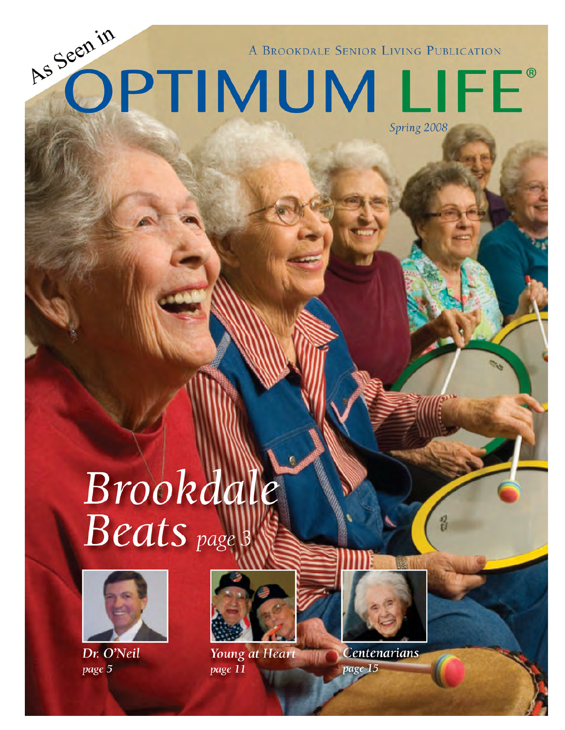As Seen in

A Brookdale Senior Living Publication

# OPTIMUM LIFE®

*Spring 2008*

## *Brookdale Beats* *page 3*

*Dr. O'Neil*
*page 5*

*Young at Heart*
*page 11*

*Centenarians*
*page 15*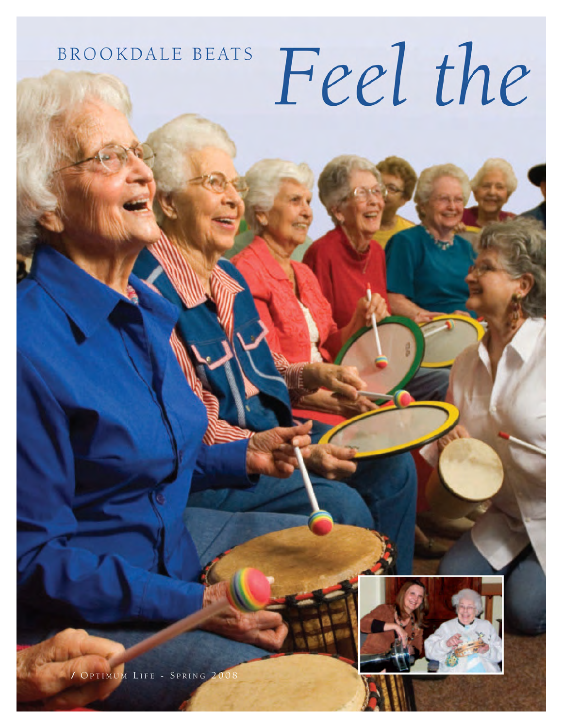BROOKDALE BEATS

# *Feel the*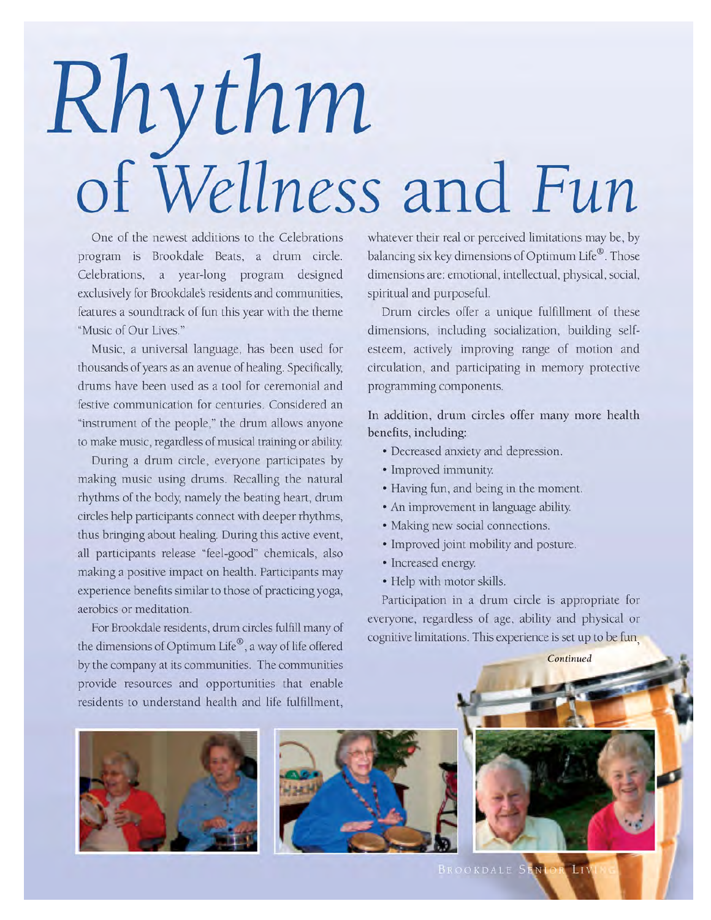# Rhythm of Wellness and Fun

One of the newest additions to the Celebrations program is Brookdale Beats, a drum circle. Celebrations, a year-long program designed exclusively for Brookdale's residents and communities, features a soundtrack of fun this year with the theme "Music of Our Lives."

Music, a universal language, has been used for thousands of years as an avenue of healing. Specifically, drums have been used as a tool for ceremonial and festive communication for centuries. Considered an "instrument of the people," the drum allows anyone to make music, regardless of musical training or ability.

During a drum circle, everyone participates by making music using drums. Recalling the natural rhythms of the body, namely the beating heart, drum circles help participants connect with deeper rhythms, thus bringing about healing. During this active event, all participants release "feel-good" chemicals, also making a positive impact on health. Participants may experience benefits similar to those of practicing yoga, aerobics or meditation.

For Brookdale residents, drum circles fulfill many of the dimensions of Optimum Life®, a way of life offered by the company at its communities. The communities provide resources and opportunities that enable residents to understand health and life fulfillment, whatever their real or perceived limitations may be, by balancing six key dimensions of Optimum Life®. Those dimensions are: emotional, intellectual, physical, social, spiritual and purposeful.

Drum circles offer a unique fulfillment of these dimensions, including socialization, building self-esteem, actively improving range of motion and circulation, and participating in memory protective programming components.

**In addition, drum circles offer many more health benefits, including:**

- Decreased anxiety and depression.
- Improved immunity.
- Having fun, and being in the moment.
- An improvement in language ability.
- Making new social connections.
- Improved joint mobility and posture.
- Increased energy.
- Help with motor skills.

Participation in a drum circle is appropriate for everyone, regardless of age, ability and physical or cognitive limitations. This experience is set up to be fun,

*Continued*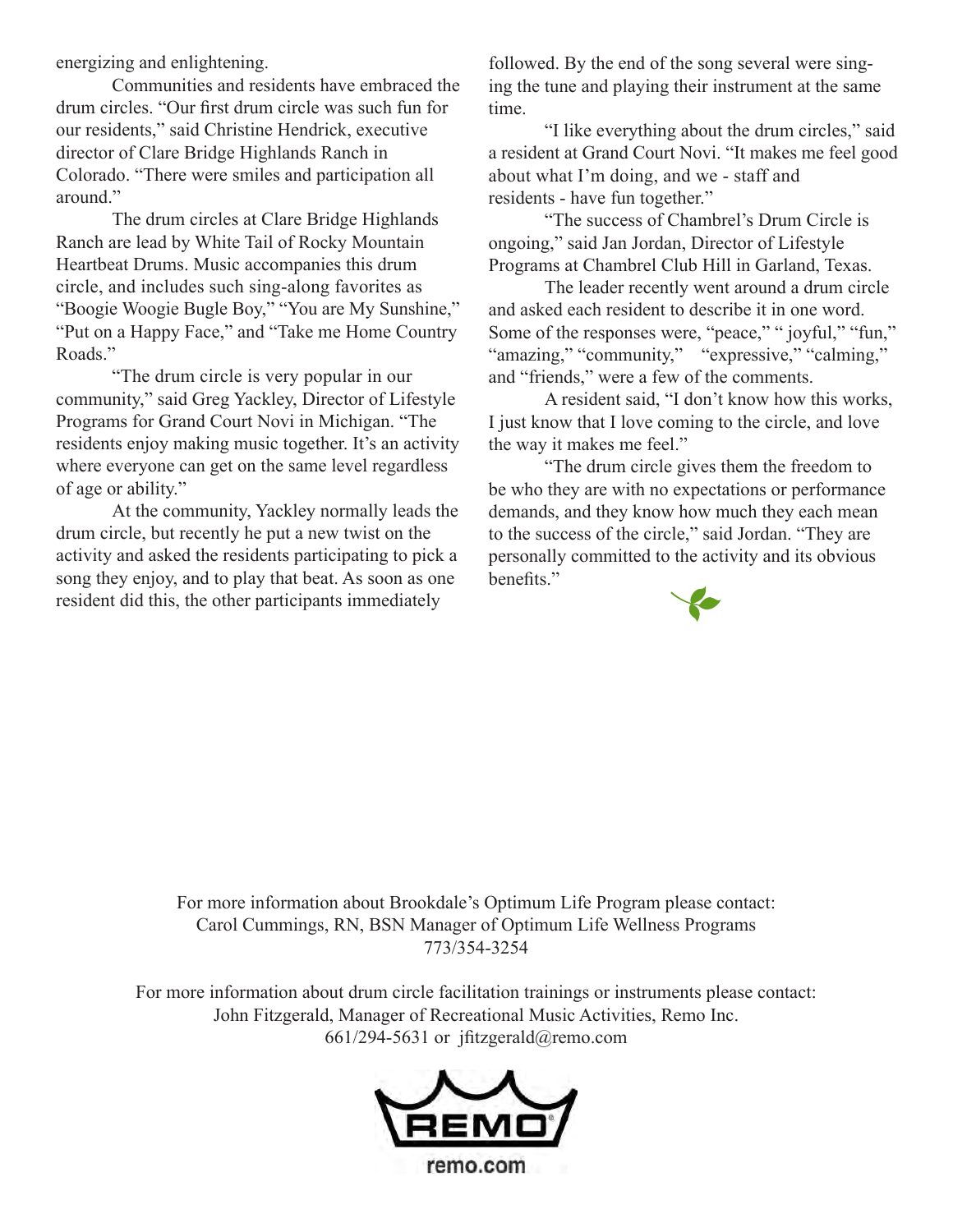energizing and enlightening.

Communities and residents have embraced the drum circles. "Our first drum circle was such fun for our residents," said Christine Hendrick, executive director of Clare Bridge Highlands Ranch in Colorado. "There were smiles and participation all around."

The drum circles at Clare Bridge Highlands Ranch are lead by White Tail of Rocky Mountain Heartbeat Drums. Music accompanies this drum circle, and includes such sing-along favorites as "Boogie Woogie Bugle Boy," "You are My Sunshine," "Put on a Happy Face," and "Take me Home Country Roads."

"The drum circle is very popular in our community," said Greg Yackley, Director of Lifestyle Programs for Grand Court Novi in Michigan. "The residents enjoy making music together. It's an activity where everyone can get on the same level regardless of age or ability."

At the community, Yackley normally leads the drum circle, but recently he put a new twist on the activity and asked the residents participating to pick a song they enjoy, and to play that beat. As soon as one resident did this, the other participants immediately followed. By the end of the song several were singing the tune and playing their instrument at the same time.

"I like everything about the drum circles," said a resident at Grand Court Novi. "It makes me feel good about what I'm doing, and we - staff and residents - have fun together."

"The success of Chambrel's Drum Circle is ongoing," said Jan Jordan, Director of Lifestyle Programs at Chambrel Club Hill in Garland, Texas.

The leader recently went around a drum circle and asked each resident to describe it in one word. Some of the responses were, "peace," " joyful," "fun," "amazing," "community," "expressive," "calming," and "friends," were a few of the comments.

A resident said, "I don't know how this works, I just know that I love coming to the circle, and love the way it makes me feel."

"The drum circle gives them the freedom to be who they are with no expectations or performance demands, and they know how much they each mean to the success of the circle," said Jordan. "They are personally committed to the activity and its obvious benefits."

For more information about Brookdale's Optimum Life Program please contact:
Carol Cummings, RN, BSN Manager of Optimum Life Wellness Programs
773/354-3254

For more information about drum circle facilitation trainings or instruments please contact:
John Fitzgerald, Manager of Recreational Music Activities, Remo Inc.
661/294-5631 or jfitzgerald@remo.com

REMO

remo.com